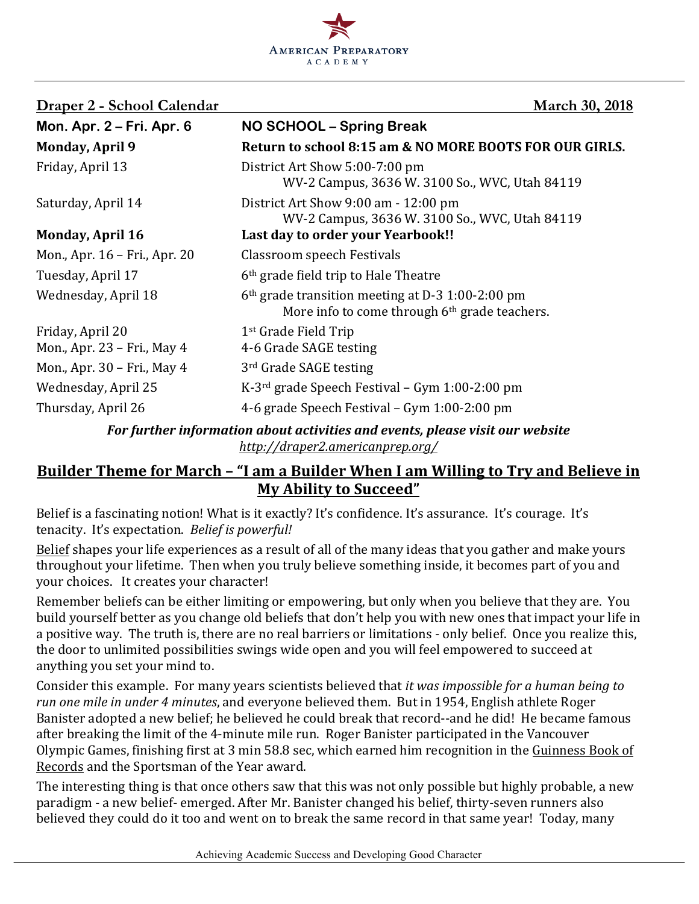American Preparatory Academy

**Draper 2 - School Calendar** **March 30, 2018**

| | |
|---|---|
| **Mon. Apr. 2 – Fri. Apr. 6** | **NO SCHOOL – Spring Break** |
| **Monday, April 9** | **Return to school 8:15 am & NO MORE BOOTS FOR OUR GIRLS.** |
| Friday, April 13 | District Art Show 5:00-7:00 pm<br>WV-2 Campus, 3636 W. 3100 So., WVC, Utah 84119 |
| Saturday, April 14 | District Art Show 9:00 am - 12:00 pm<br>WV-2 Campus, 3636 W. 3100 So., WVC, Utah 84119 |
| **Monday, April 16** | **Last day to order your Yearbook!!** |
| Mon., Apr. 16 – Fri., Apr. 20 | Classroom speech Festivals |
| Tuesday, April 17 | 6th grade field trip to Hale Theatre |
| Wednesday, April 18 | 6th grade transition meeting at D-3 1:00-2:00 pm<br>More info to come through 6th grade teachers. |
| Friday, April 20 | 1st Grade Field Trip |
| Mon., Apr. 23 – Fri., May 4 | 4-6 Grade SAGE testing |
| Mon., Apr. 30 – Fri., May 4 | 3rd Grade SAGE testing |
| Wednesday, April 25 | K-3rd grade Speech Festival – Gym 1:00-2:00 pm |
| Thursday, April 26 | 4-6 grade Speech Festival – Gym 1:00-2:00 pm |

***For further information about activities and events, please visit our website***
*http://draper2.americanprep.org/*

## Builder Theme for March – "I am a Builder When I am Willing to Try and Believe in My Ability to Succeed"

Belief is a fascinating notion! What is it exactly? It's confidence. It's assurance. It's courage. It's tenacity. It's expectation. *Belief is powerful!*

Belief shapes your life experiences as a result of all of the many ideas that you gather and make yours throughout your lifetime. Then when you truly believe something inside, it becomes part of you and your choices. It creates your character!

Remember beliefs can be either limiting or empowering, but only when you believe that they are. You build yourself better as you change old beliefs that don't help you with new ones that impact your life in a positive way. The truth is, there are no real barriers or limitations - only belief. Once you realize this, the door to unlimited possibilities swings wide open and you will feel empowered to succeed at anything you set your mind to.

Consider this example. For many years scientists believed that *it was impossible for a human being to run one mile in under 4 minutes*, and everyone believed them. But in 1954, English athlete Roger Banister adopted a new belief; he believed he could break that record--and he did! He became famous after breaking the limit of the 4-minute mile run. Roger Banister participated in the Vancouver Olympic Games, finishing first at 3 min 58.8 sec, which earned him recognition in the Guinness Book of Records and the Sportsman of the Year award.

The interesting thing is that once others saw that this was not only possible but highly probable, a new paradigm - a new belief- emerged. After Mr. Banister changed his belief, thirty-seven runners also believed they could do it too and went on to break the same record in that same year! Today, many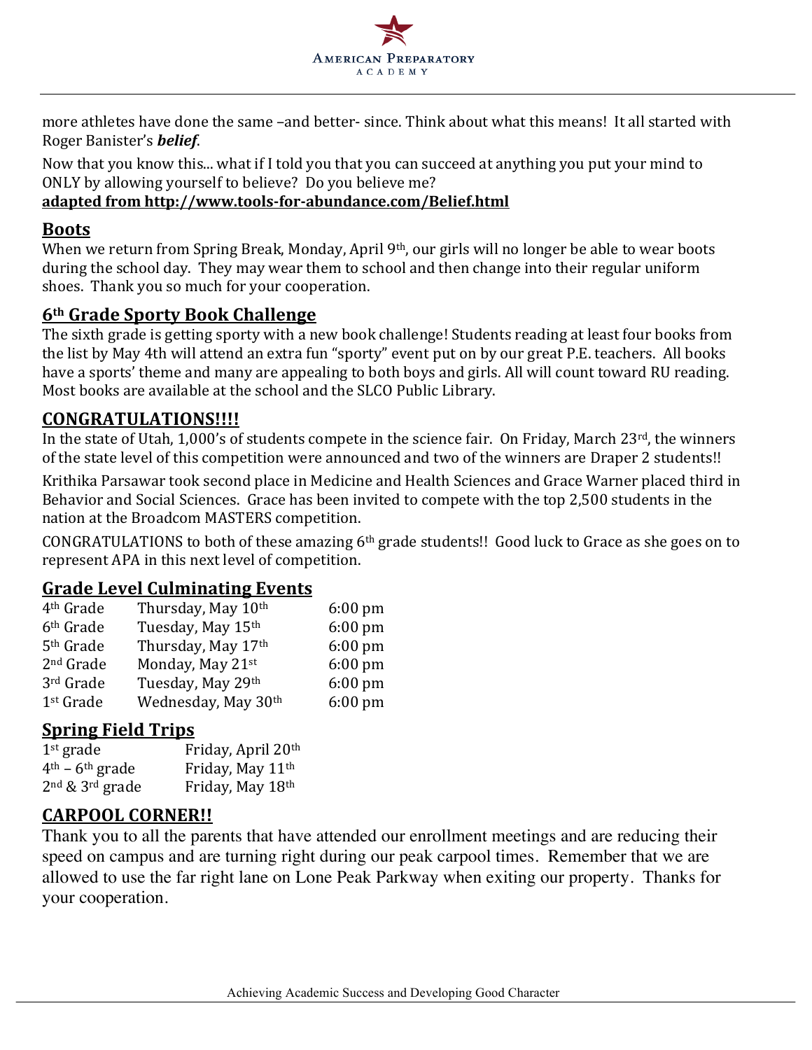more athletes have done the same –and better- since. Think about what this means! It all started with Roger Banister's ***belief***.

Now that you know this... what if I told you that you can succeed at anything you put your mind to ONLY by allowing yourself to believe? Do you believe me?

**adapted from http://www.tools-for-abundance.com/Belief.html**

## Boots

When we return from Spring Break, Monday, April 9th, our girls will no longer be able to wear boots during the school day. They may wear them to school and then change into their regular uniform shoes. Thank you so much for your cooperation.

## 6th Grade Sporty Book Challenge

The sixth grade is getting sporty with a new book challenge! Students reading at least four books from the list by May 4th will attend an extra fun "sporty" event put on by our great P.E. teachers. All books have a sports' theme and many are appealing to both boys and girls. All will count toward RU reading. Most books are available at the school and the SLCO Public Library.

## CONGRATULATIONS!!!!

In the state of Utah, 1,000's of students compete in the science fair. On Friday, March 23rd, the winners of the state level of this competition were announced and two of the winners are Draper 2 students!!

Krithika Parsawar took second place in Medicine and Health Sciences and Grace Warner placed third in Behavior and Social Sciences. Grace has been invited to compete with the top 2,500 students in the nation at the Broadcom MASTERS competition.

CONGRATULATIONS to both of these amazing 6th grade students!! Good luck to Grace as she goes on to represent APA in this next level of competition.

## Grade Level Culminating Events

| | | |
|---|---|---|
| 4th Grade | Thursday, May 10th | 6:00 pm |
| 6th Grade | Tuesday, May 15th | 6:00 pm |
| 5th Grade | Thursday, May 17th | 6:00 pm |
| 2nd Grade | Monday, May 21st | 6:00 pm |
| 3rd Grade | Tuesday, May 29th | 6:00 pm |
| 1st Grade | Wednesday, May 30th | 6:00 pm |

## Spring Field Trips

| | |
|---|---|
| 1st grade | Friday, April 20th |
| 4th – 6th grade | Friday, May 11th |
| 2nd & 3rd grade | Friday, May 18th |

## CARPOOL CORNER!!

Thank you to all the parents that have attended our enrollment meetings and are reducing their speed on campus and are turning right during our peak carpool times. Remember that we are allowed to use the far right lane on Lone Peak Parkway when exiting our property. Thanks for your cooperation.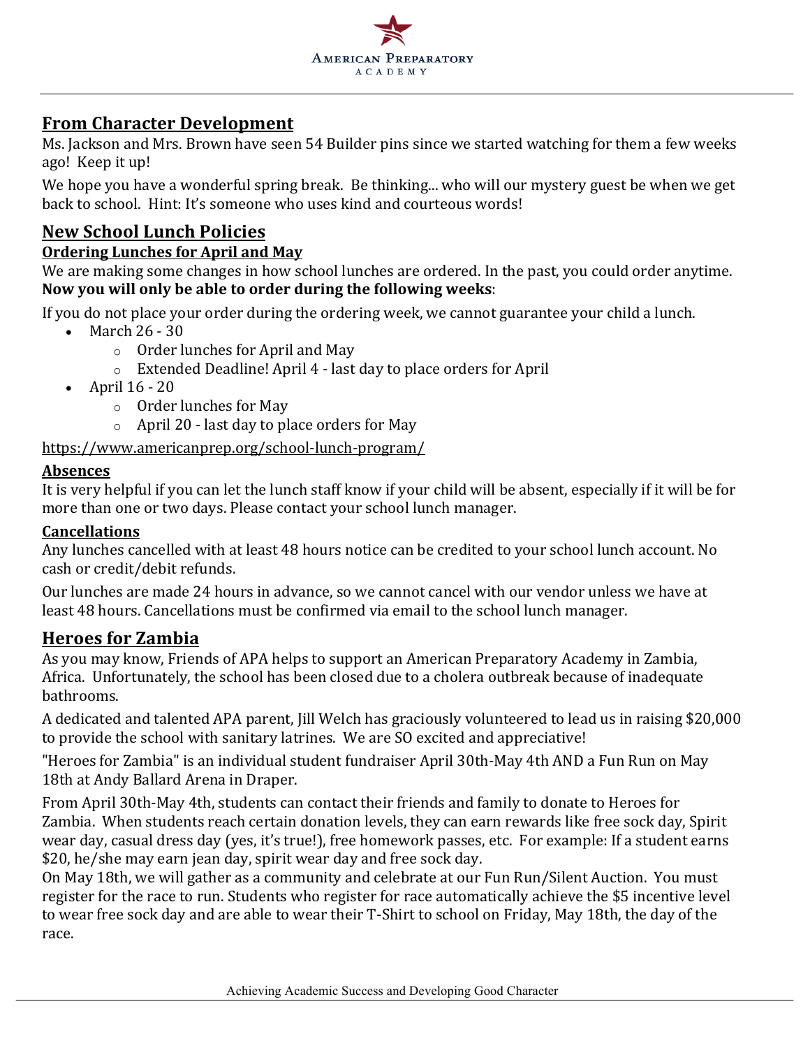## From Character Development

Ms. Jackson and Mrs. Brown have seen 54 Builder pins since we started watching for them a few weeks ago! Keep it up!

We hope you have a wonderful spring break. Be thinking... who will our mystery guest be when we get back to school. Hint: It's someone who uses kind and courteous words!

## New School Lunch Policies

### Ordering Lunches for April and May

We are making some changes in how school lunches are ordered. In the past, you could order anytime. **Now you will only be able to order during the following weeks**:

If you do not place your order during the ordering week, we cannot guarantee your child a lunch.

- March 26 - 30
  - Order lunches for April and May
  - Extended Deadline! April 4 - last day to place orders for April
- April 16 - 20
  - Order lunches for May
  - April 20 - last day to place orders for May

https://www.americanprep.org/school-lunch-program/

### Absences

It is very helpful if you can let the lunch staff know if your child will be absent, especially if it will be for more than one or two days. Please contact your school lunch manager.

### Cancellations

Any lunches cancelled with at least 48 hours notice can be credited to your school lunch account. No cash or credit/debit refunds.

Our lunches are made 24 hours in advance, so we cannot cancel with our vendor unless we have at least 48 hours. Cancellations must be confirmed via email to the school lunch manager.

## Heroes for Zambia

As you may know, Friends of APA helps to support an American Preparatory Academy in Zambia, Africa. Unfortunately, the school has been closed due to a cholera outbreak because of inadequate bathrooms.

A dedicated and talented APA parent, Jill Welch has graciously volunteered to lead us in raising $20,000 to provide the school with sanitary latrines. We are SO excited and appreciative!

"Heroes for Zambia" is an individual student fundraiser April 30th-May 4th AND a Fun Run on May 18th at Andy Ballard Arena in Draper.

From April 30th-May 4th, students can contact their friends and family to donate to Heroes for Zambia. When students reach certain donation levels, they can earn rewards like free sock day, Spirit wear day, casual dress day (yes, it's true!), free homework passes, etc. For example: If a student earns $20, he/she may earn jean day, spirit wear day and free sock day.

On May 18th, we will gather as a community and celebrate at our Fun Run/Silent Auction. You must register for the race to run. Students who register for race automatically achieve the $5 incentive level to wear free sock day and are able to wear their T-Shirt to school on Friday, May 18th, the day of the race.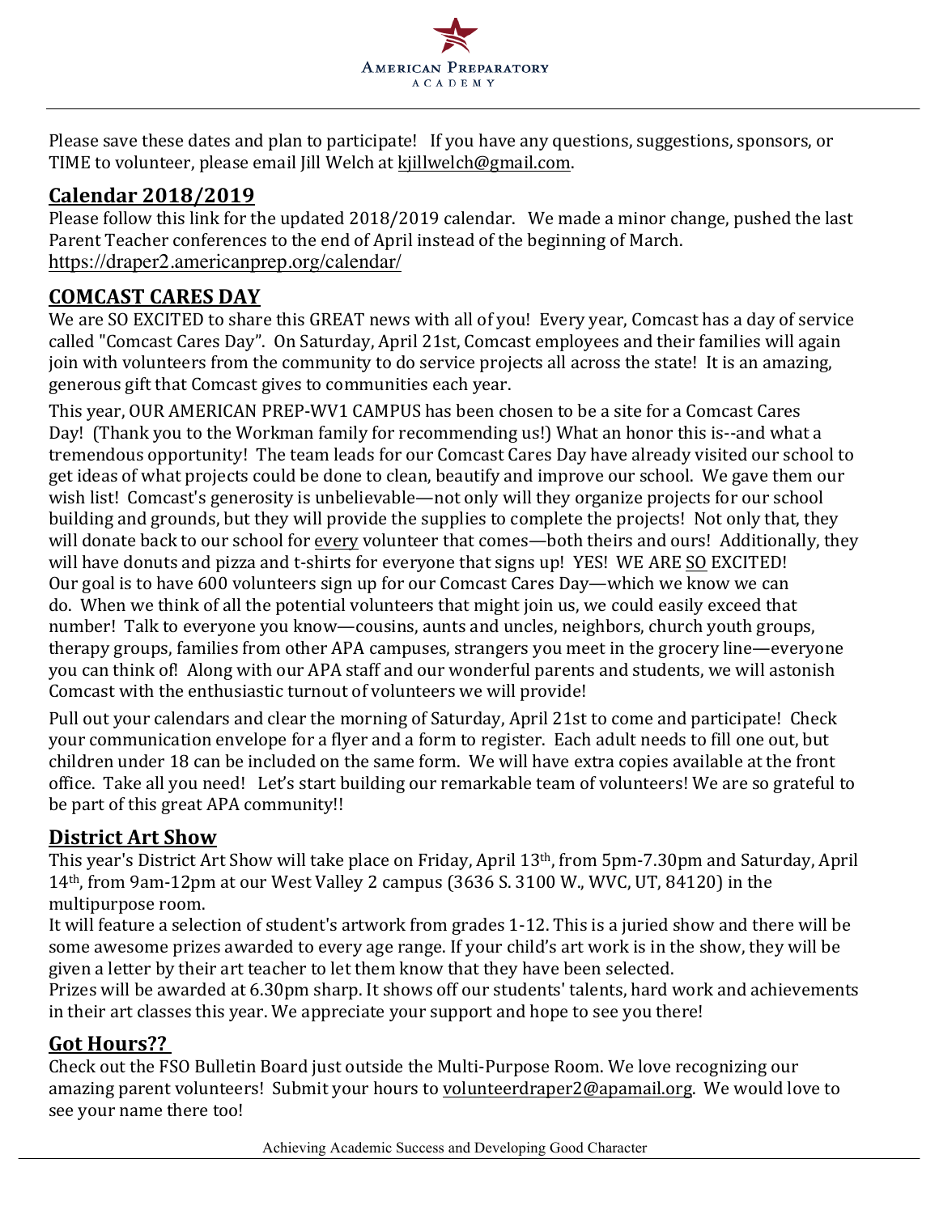Please save these dates and plan to participate! If you have any questions, suggestions, sponsors, or TIME to volunteer, please email Jill Welch at kjillwelch@gmail.com.

## Calendar 2018/2019

Please follow this link for the updated 2018/2019 calendar. We made a minor change, pushed the last Parent Teacher conferences to the end of April instead of the beginning of March.
https://draper2.americanprep.org/calendar/

## COMCAST CARES DAY

We are SO EXCITED to share this GREAT news with all of you! Every year, Comcast has a day of service called "Comcast Cares Day". On Saturday, April 21st, Comcast employees and their families will again join with volunteers from the community to do service projects all across the state! It is an amazing, generous gift that Comcast gives to communities each year.

This year, OUR AMERICAN PREP-WV1 CAMPUS has been chosen to be a site for a Comcast Cares Day! (Thank you to the Workman family for recommending us!) What an honor this is--and what a tremendous opportunity! The team leads for our Comcast Cares Day have already visited our school to get ideas of what projects could be done to clean, beautify and improve our school. We gave them our wish list! Comcast's generosity is unbelievable—not only will they organize projects for our school building and grounds, but they will provide the supplies to complete the projects! Not only that, they will donate back to our school for every volunteer that comes—both theirs and ours! Additionally, they will have donuts and pizza and t-shirts for everyone that signs up! YES! WE ARE SO EXCITED! Our goal is to have 600 volunteers sign up for our Comcast Cares Day—which we know we can do. When we think of all the potential volunteers that might join us, we could easily exceed that number! Talk to everyone you know—cousins, aunts and uncles, neighbors, church youth groups, therapy groups, families from other APA campuses, strangers you meet in the grocery line—everyone you can think of! Along with our APA staff and our wonderful parents and students, we will astonish Comcast with the enthusiastic turnout of volunteers we will provide!

Pull out your calendars and clear the morning of Saturday, April 21st to come and participate! Check your communication envelope for a flyer and a form to register. Each adult needs to fill one out, but children under 18 can be included on the same form. We will have extra copies available at the front office. Take all you need! Let's start building our remarkable team of volunteers! We are so grateful to be part of this great APA community!!

## District Art Show

This year's District Art Show will take place on Friday, April 13th, from 5pm-7.30pm and Saturday, April 14th, from 9am-12pm at our West Valley 2 campus (3636 S. 3100 W., WVC, UT, 84120) in the multipurpose room.

It will feature a selection of student's artwork from grades 1-12. This is a juried show and there will be some awesome prizes awarded to every age range. If your child's art work is in the show, they will be given a letter by their art teacher to let them know that they have been selected.

Prizes will be awarded at 6.30pm sharp. It shows off our students' talents, hard work and achievements in their art classes this year. We appreciate your support and hope to see you there!

## Got Hours??

Check out the FSO Bulletin Board just outside the Multi-Purpose Room. We love recognizing our amazing parent volunteers! Submit your hours to volunteerdraper2@apamail.org. We would love to see your name there too!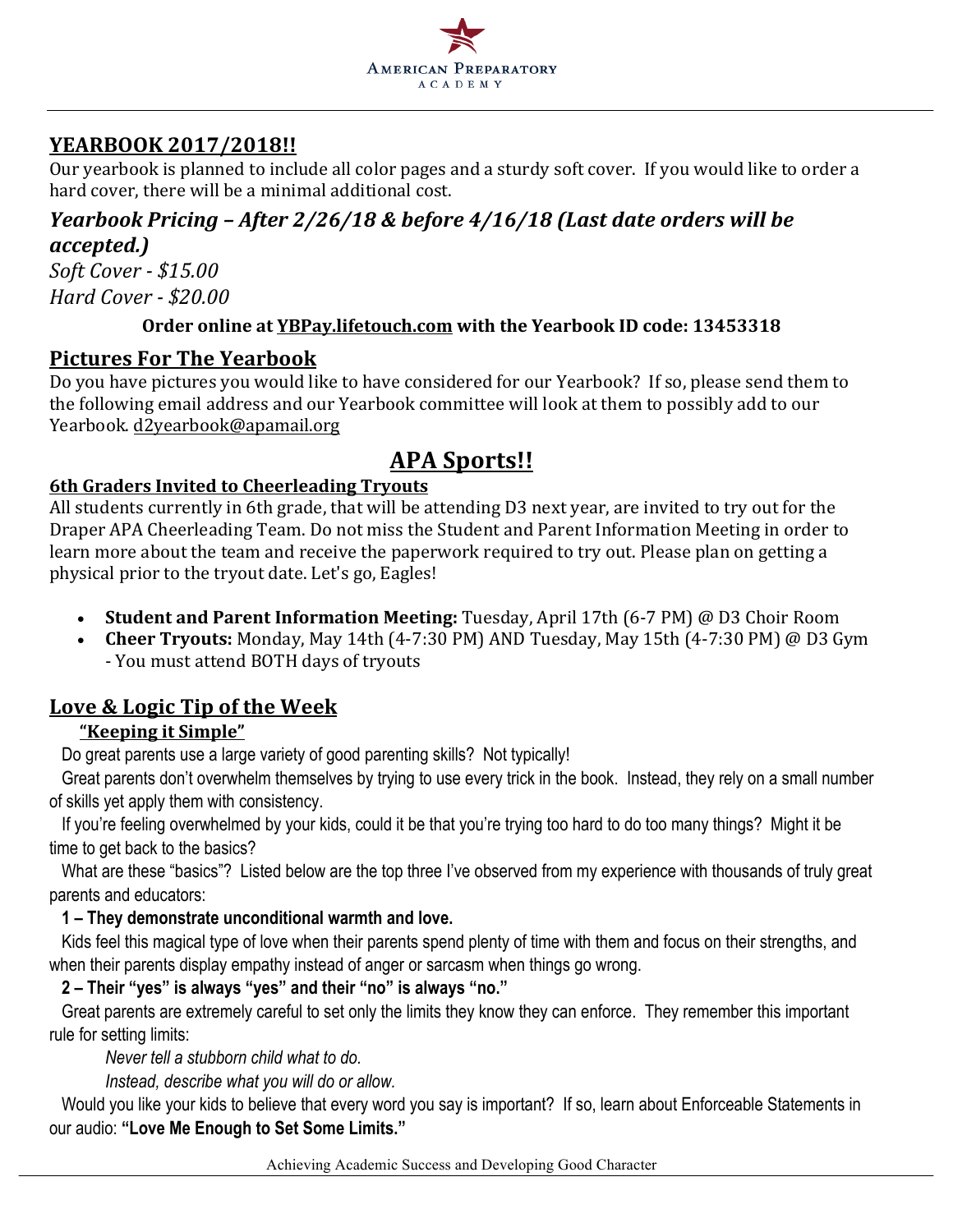## YEARBOOK 2017/2018!!

Our yearbook is planned to include all color pages and a sturdy soft cover. If you would like to order a hard cover, there will be a minimal additional cost.

### *Yearbook Pricing – After 2/26/18 & before 4/16/18 (Last date orders will be accepted.)*

*Soft Cover - $15.00*
*Hard Cover - $20.00*

**Order online at YBPay.lifetouch.com with the Yearbook ID code: 13453318**

## Pictures For The Yearbook

Do you have pictures you would like to have considered for our Yearbook? If so, please send them to the following email address and our Yearbook committee will look at them to possibly add to our Yearbook. d2yearbook@apamail.org

# APA Sports!!

### 6th Graders Invited to Cheerleading Tryouts

All students currently in 6th grade, that will be attending D3 next year, are invited to try out for the Draper APA Cheerleading Team. Do not miss the Student and Parent Information Meeting in order to learn more about the team and receive the paperwork required to try out. Please plan on getting a physical prior to the tryout date. Let's go, Eagles!

- **Student and Parent Information Meeting:** Tuesday, April 17th (6-7 PM) @ D3 Choir Room
- **Cheer Tryouts:** Monday, May 14th (4-7:30 PM) AND Tuesday, May 15th (4-7:30 PM) @ D3 Gym - You must attend BOTH days of tryouts

## Love & Logic Tip of the Week

### "Keeping it Simple"

Do great parents use a large variety of good parenting skills? Not typically!

Great parents don't overwhelm themselves by trying to use every trick in the book. Instead, they rely on a small number of skills yet apply them with consistency.

If you're feeling overwhelmed by your kids, could it be that you're trying too hard to do too many things? Might it be time to get back to the basics?

What are these "basics"? Listed below are the top three I've observed from my experience with thousands of truly great parents and educators:

**1 – They demonstrate unconditional warmth and love.**

Kids feel this magical type of love when their parents spend plenty of time with them and focus on their strengths, and when their parents display empathy instead of anger or sarcasm when things go wrong.

**2 – Their "yes" is always "yes" and their "no" is always "no."**

Great parents are extremely careful to set only the limits they know they can enforce. They remember this important rule for setting limits:

*Never tell a stubborn child what to do.*
*Instead, describe what you will do or allow.*

Would you like your kids to believe that every word you say is important? If so, learn about Enforceable Statements in our audio: **"Love Me Enough to Set Some Limits."**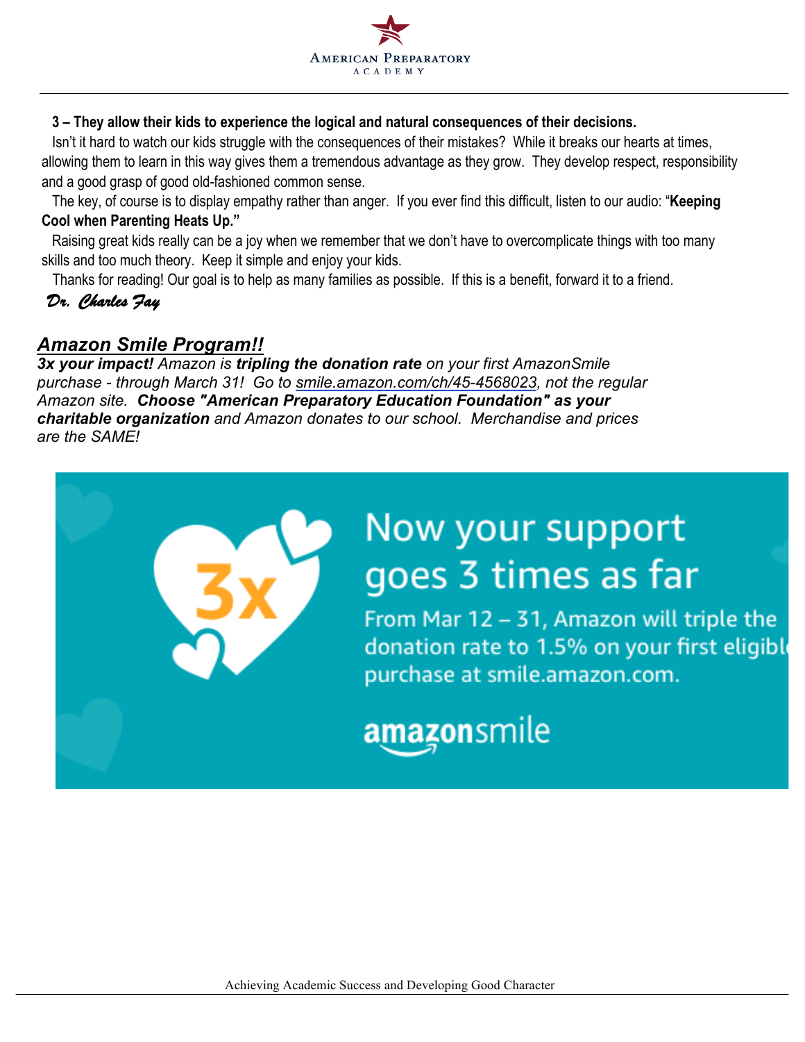**3 – They allow their kids to experience the logical and natural consequences of their decisions.**

Isn't it hard to watch our kids struggle with the consequences of their mistakes? While it breaks our hearts at times, allowing them to learn in this way gives them a tremendous advantage as they grow. They develop respect, responsibility and a good grasp of good old-fashioned common sense.

The key, of course is to display empathy rather than anger. If you ever find this difficult, listen to our audio: "**Keeping Cool when Parenting Heats Up.**"

Raising great kids really can be a joy when we remember that we don't have to overcomplicate things with too many skills and too much theory. Keep it simple and enjoy your kids.

Thanks for reading! Our goal is to help as many families as possible. If this is a benefit, forward it to a friend.

*Dr. Charles Fay*

## ***Amazon Smile Program!!***

***3x your impact!*** *Amazon is* ***tripling the donation rate*** *on your first AmazonSmile purchase - through March 31! Go to smile.amazon.com/ch/45-4568023, not the regular Amazon site.* ***Choose "American Preparatory Education Foundation" as your charitable organization*** *and Amazon donates to our school. Merchandise and prices are the SAME!*

3x

Now your support goes 3 times as far

From Mar 12 – 31, Amazon will triple the donation rate to 1.5% on your first eligible purchase at smile.amazon.com.

amazonsmile